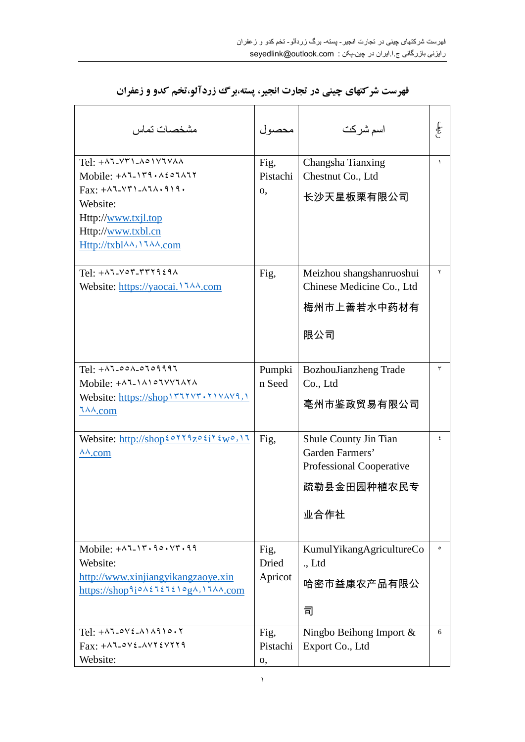## فهرست شرکتهای چینی در تجارت انجیر، پسته،برگ زردآلو،تخم کدو و زعفران

| ردیف | اسم شرکت | محصول | مشخصات تماس |
|---|---|---|---|
| ۱ | Changsha Tianxing Chestnut Co., Ltd<br>长沙天星板栗有限公司 | Fig, Pistachio, | Tel: +۸۶-۷۳۱-۸۵۱۷۶۷۸۸<br>Mobile: +۸۶-۱۳۹۰۸۴۵۶۸۶۲<br>Fax: +۸۶-۷۳۱-۸۶۸۰۹۱۹۰<br>Website:<br>Http://www.txjl.top<br>Http://www.txbl.cn<br>Http://txbl۸۸,۱۶۸۸.com |
| ۲ | Meizhou shangshanruoshui Chinese Medicine Co., Ltd<br>梅州市上善若水中药材有限公司 | Fig, | Tel: +۸۶-۷۵۳-۳۳۲۹٤۹۸<br>Website: https://yaocai.۱۶۸۸.com |
| ۳ | BozhouJianzheng Trade Co., Ltd<br>亳州市鉴政贸易有限公司 | Pumpkin Seed | Tel: +۸۶-۵۵۸-۵۶۵۹۹۹۶<br>Mobile: +۸۶-۱۸۱۵۶۷۷۶۸۲۸<br>Website: https://shop۱۳۶۲۷۳۰۲۱۷۸۷۹,۱۶۸۸.com |
| ٤ | Shule County Jin Tian Garden Farmers' Professional Cooperative<br>疏勒县金田园种植农民专业合作社 | Fig, | Website: http://shop٤۵۲۲۹z۵٤j۲٤w۵,۱۶۸۸.com |
| ۵ | KumulYikangAgricultureCo., Ltd<br>哈密市益康农产品有限公司 | Fig, Dried Apricot | Mobile: +۸۶-۱۳۰۹۵۰۷۳۰۹۹<br>Website:<br>http://www.xinjiangyikangzaoye.xin<br>https://shop۹i۵۸٤۶٤۶٤۱۵g۸,۱۶۸۸.com |
| 6 | Ningbo Beihong Import & Export Co., Ltd | Fig, Pistachio, | Tel: +۸۶-۵۷٤-۸۱۸۹۱۵۰۲<br>Fax: +۸۶-۵۷٤-۸۷۲٤۷۲۲۹<br>Website: |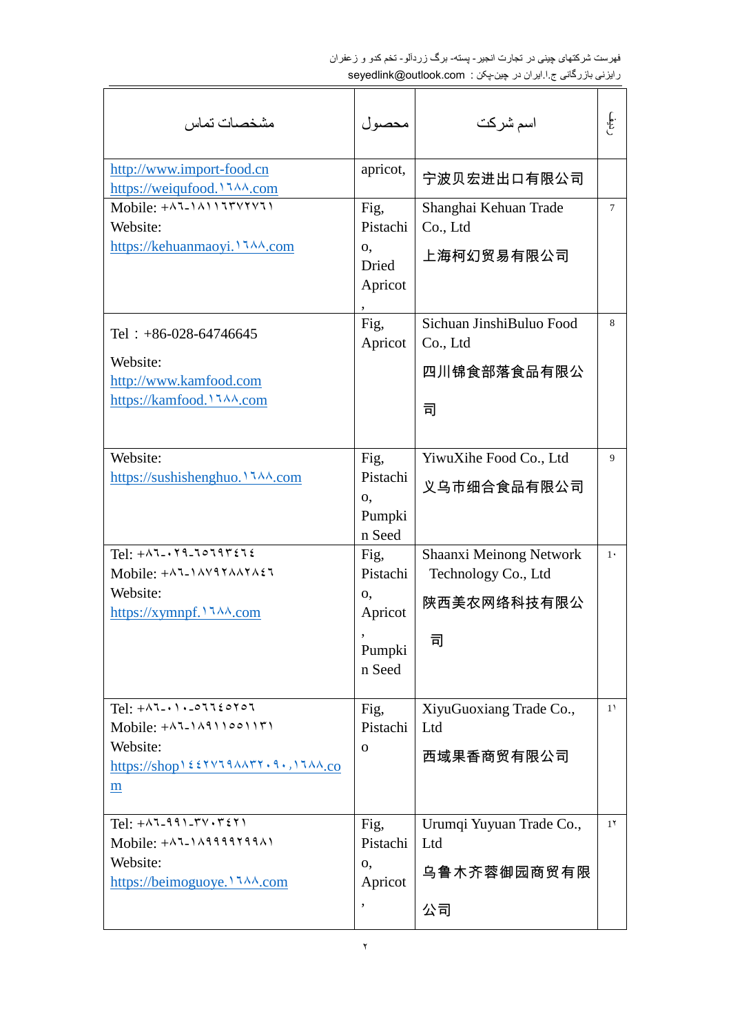| مشخصات تماس | محصول | اسم شرکت | ردیف |
|---|---|---|---|
| http://www.import-food.cn<br>https://weiqufood.۱٦۸۸.com | apricot, | 宁波贝宏进出口有限公司 | |
| Mobile: +۸٦-۱۸۱۱٦۳۷۲۷٦۱<br>Website:<br>https://kehuanmaoyi.۱٦۸۸.com | Fig, Pistachio, Dried Apricot, | Shanghai Kehuan Trade Co., Ltd<br>上海柯幻贸易有限公司 | 7 |
| Tel：+86-028-64746645<br>Website:<br>http://www.kamfood.com<br>https://kamfood.۱٦۸۸.com | Fig, Apricot | Sichuan JinshiBuluo Food Co., Ltd<br>四川锦食部落食品有限公司 | 8 |
| Website:<br>https://sushishenghuo.۱٦۸۸.com | Fig, Pistachio, Pumpkin Seed | YiwuXihe Food Co., Ltd<br>义乌市细合食品有限公司 | 9 |
| Tel: +۸٦-۰۲۹-٦٥٦۹۳٤٦٤<br>Mobile: +۸٦-۱۸۷۹۲۸۸۲۸٤٦<br>Website:<br>https://xymnpf.۱٦۸۸.com | Fig, Pistachio, Apricot, Pumpkin Seed | Shaanxi Meinong Network Technology Co., Ltd<br>陕西美农网络科技有限公司 | ۱۰ |
| Tel: +۸٦-۰۱۰-٥٦٦٤٥۲٥٦<br>Mobile: +۸٦-۱۸۹۱۱٥٥۱۱۳۱<br>Website:<br>https://shop۱٤٤۲۷٦۹۸۸۳۲۰۹۰,۱٦۸۸.com | Fig, Pistachio | XiyuGuoxiang Trade Co., Ltd<br>西域果香商贸有限公司 | ۱۱ |
| Tel: +۸٦-۹۹۱-۳۷۰۳٤۲۱<br>Mobile: +۸٦-۱۸۹۹۹۹۲۹۹۸۱<br>Website:<br>https://beimoguoye.۱٦۸۸.com | Fig, Pistachio, Apricot, | Urumqi Yuyuan Trade Co., Ltd<br>乌鲁木齐蓉御园商贸有限公司 | ۱۲ |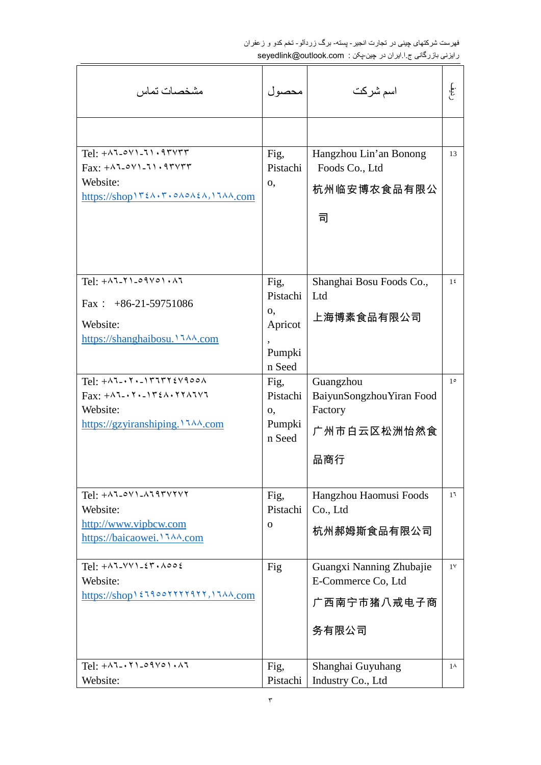| مشخصات تماس | محصول | اسم شرکت | ردیف |
|---|---|---|---|
| | | | |
| Tel: +۸٦-۵۷۱-٦۱۰۹۳۷۳۳<br>Fax: +۸٦-۵۷۱-٦۱۰۹۳۷۳۳<br>Website:<br>https://shop۱۳٤۸۰۳۰۵۸۵۸٤۸,۱٦۸۸.com | Fig, Pistachio, | Hangzhou Lin'an Bonong Foods Co., Ltd<br>杭州临安博农食品有限公司 | 13 |
| Tel: +۸٦-۲۱-۵۹۷۵۱۰۸٦<br>Fax： +86-21-59751086<br>Website:<br>https://shanghaibosu.۱٦۸۸.com | Fig, Pistachio, Apricot, Pumpkin Seed | Shanghai Bosu Foods Co., Ltd<br>上海博素食品有限公司 | 1٤ |
| Tel: +۸٦-۰۲۰-۱۳٦۳۲٤۷۹۵۵۸<br>Fax: +۸٦-۰۲۰-۱۳٤۸۰۲۲۸٦۷٦<br>Website:<br>https://gzyiranshiping.۱٦۸۸.com | Fig, Pistachio, Pumpkin Seed | Guangzhou BaiyunSongzhouYiran Food Factory<br>广州市白云区松洲怡然食品商行 | 1۵ |
| Tel: +۸٦-۵۷۱-۸٦۹۳۷۲۷۲<br>Website:<br>http://www.vipbcw.com<br>https://baicaowei.۱٦۸۸.com | Fig, Pistachio | Hangzhou Haomusi Foods Co., Ltd<br>杭州郝姆斯食品有限公司 | 1٦ |
| Tel: +۸٦-۷۷۱-٤۳۰۸۵۵٤<br>Website:<br>https://shop۱٤٦۹۵۵۲۲۲۹۲۲,۱٦۸۸.com | Fig | Guangxi Nanning Zhubajie E-Commerce Co, Ltd<br>广西南宁市猪八戒电子商务有限公司 | 1۷ |
| Tel: +۸٦-۰۲۱-۵۹۷۵۱۰۸٦<br>Website: | Fig, Pistachio | Shanghai Guyuhang Industry Co., Ltd | 1۸ |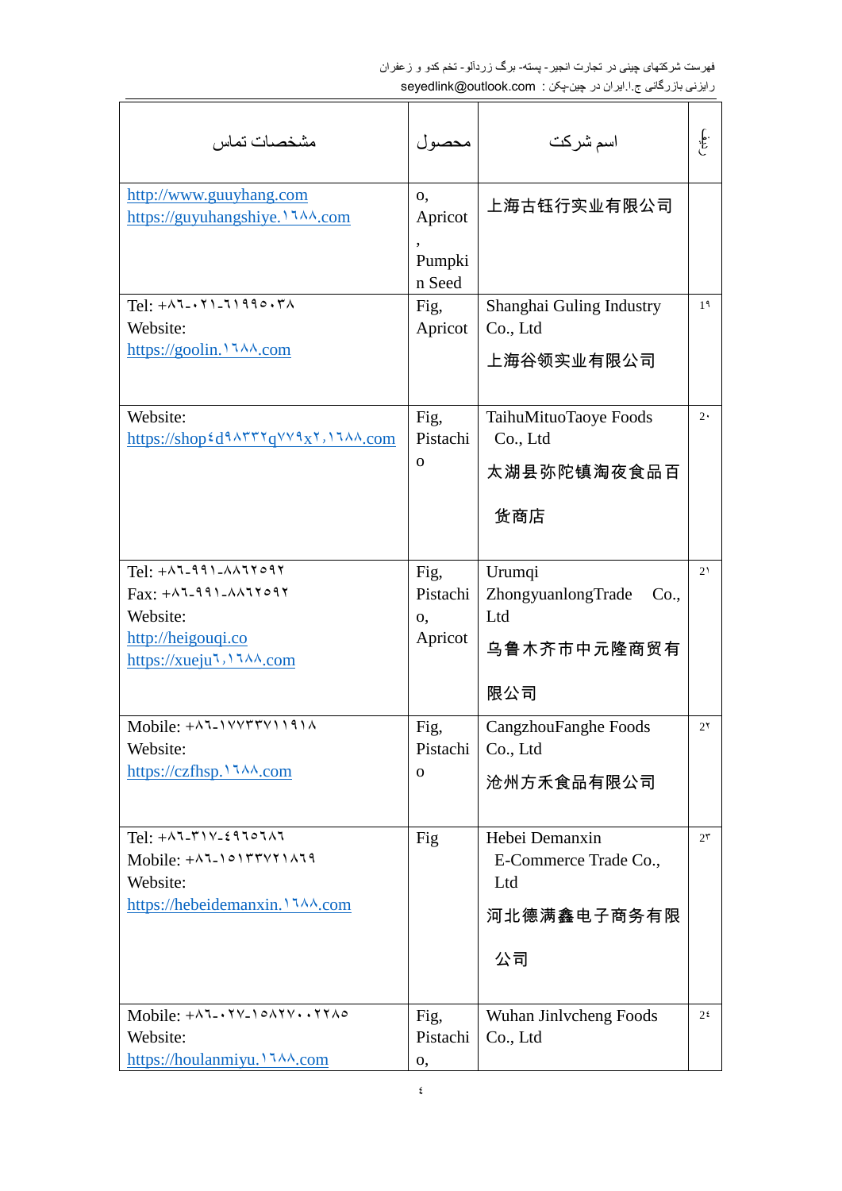| مشخصات تماس | محصول | اسم شرکت | ردیف |
|---|---|---|---|
| http://www.guuyhang.com https://guyuhangshiye.١٦٨٨.com | o, Apricot , Pumpkin Seed | 上海古钰行实业有限公司 | |
| Tel: +٨٦-٠٢١-٦١٩٩٥٠٣٨ Website: https://goolin.١٦٨٨.com | Fig, Apricot | Shanghai Guling Industry Co., Ltd 上海谷领实业有限公司 | ١٩ |
| Website: https://shop٤d٩٨٣٣٢q٧٧٩x٢,١٦٨٨.com | Fig, Pistachio | TaihuMituoTaoye Foods Co., Ltd 太湖县弥陀镇淘夜食品百货商店 | ٢٠ |
| Tel: +٨٦-٩٩١-٨٨٦٢٥٩٢ Fax: +٨٦-٩٩١-٨٨٦٢٥٩٢ Website: http://heigouqi.co https://xueju٦,١٦٨٨.com | Fig, Pistachio, Apricot | Urumqi ZhongyuanlongTrade Co., Ltd 乌鲁木齐市中元隆商贸有限公司 | ٢١ |
| Mobile: +٨٦-١٧٧٣٣٧١١٩١٨ Website: https://czfhsp.١٦٨٨.com | Fig, Pistachio | CangzhouFanghe Foods Co., Ltd 沧州方禾食品有限公司 | ٢٢ |
| Tel: +٨٦-٣١٧-٤٩٦٥٦٨٦ Mobile: +٨٦-١٥١٣٣٧٢١٨٦٩ Website: https://hebeidemanxin.١٦٨٨.com | Fig | Hebei Demanxin E-Commerce Trade Co., Ltd 河北德满鑫电子商务有限公司 | ٢٣ |
| Mobile: +٨٦-٠٢٧-١٥٨٢٧٠٠٢٢٨٥ Website: https://houlanmiyu.١٦٨٨.com | Fig, Pistachio, | Wuhan Jinlvcheng Foods Co., Ltd | ٢٤ |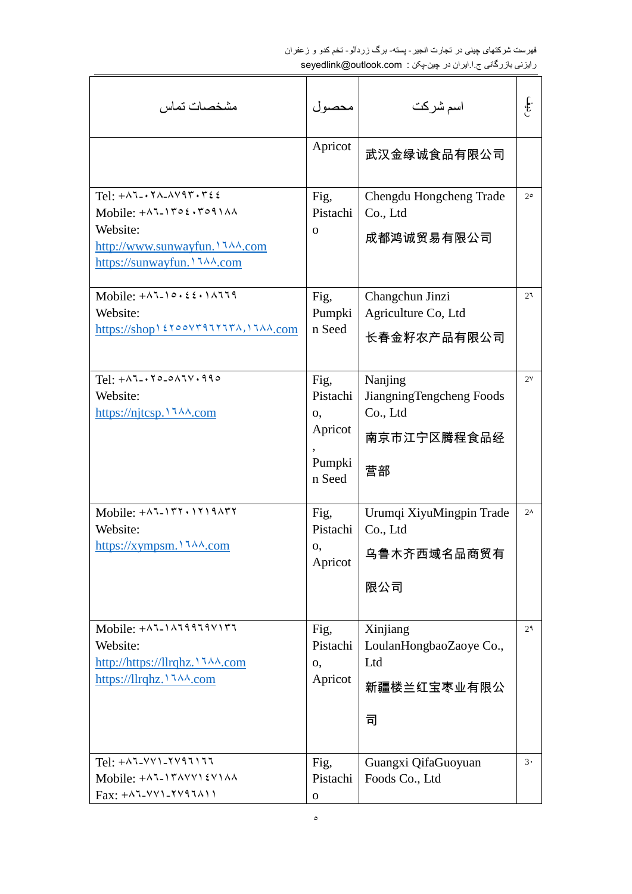| مشخصات تماس | محصول | اسم شرکت | ردیف |
|---|---|---|---|
| | Apricot | 武汉金绿诚食品有限公司 | |
| Tel: +٨٦-٠٢٨-٨٧٩٣٠٣٤٤<br>Mobile: +٨٦-١٣٥٤٠٣٥٩١٨٨<br>Website:<br>http://www.sunwayfun.١٦٨٨.com<br>https://sunwayfun.١٦٨٨.com | Fig, Pistachio | Chengdu Hongcheng Trade Co., Ltd<br>成都鸿诚贸易有限公司 | ٢٥ |
| Mobile: +٨٦-١٥٠٤٤٠١٨٦٦٩<br>Website:<br>https://shop١٤٢٥٥٧٣٩٦٢٦٣٨,١٦٨٨.com | Fig, Pumpkin Seed | Changchun Jinzi Agriculture Co, Ltd<br>长春金籽农产品有限公司 | ٢٦ |
| Tel: +٨٦-٠٢٥-٥٨٦٧٠٩٩٥<br>Website:<br>https://njtcsp.١٦٨٨.com | Fig, Pistachio, Apricot, Pumpkin Seed | Nanjing JiangningTengcheng Foods Co., Ltd<br>南京市江宁区腾程食品经营部 | ٢٧ |
| Mobile: +٨٦-١٣٢٠١٢١٩٨٣٢<br>Website:<br>https://xympsm.١٦٨٨.com | Fig, Pistachio, Apricot | Urumqi XiyuMingpin Trade Co., Ltd<br>乌鲁木齐西域名品商贸有限公司 | ٢٨ |
| Mobile: +٨٦-١٨٦٩٩٦٩٧١٣٦<br>Website:<br>http://https://llrqhz.١٦٨٨.com<br>https://llrqhz.١٦٨٨.com | Fig, Pistachio, Apricot | Xinjiang LoulanHongbaoZaoye Co., Ltd<br>新疆楼兰红宝枣业有限公司 | ٢٩ |
| Tel: +٨٦-٧٧١-٢٧٩٦١٦٦<br>Mobile: +٨٦-١٣٨٧٧١٤٧١٨٨<br>Fax: +٨٦-٧٧١-٢٧٩٦٨١١ | Fig, Pistachio | Guangxi QifaGuoyuan Foods Co., Ltd | ٣٠ |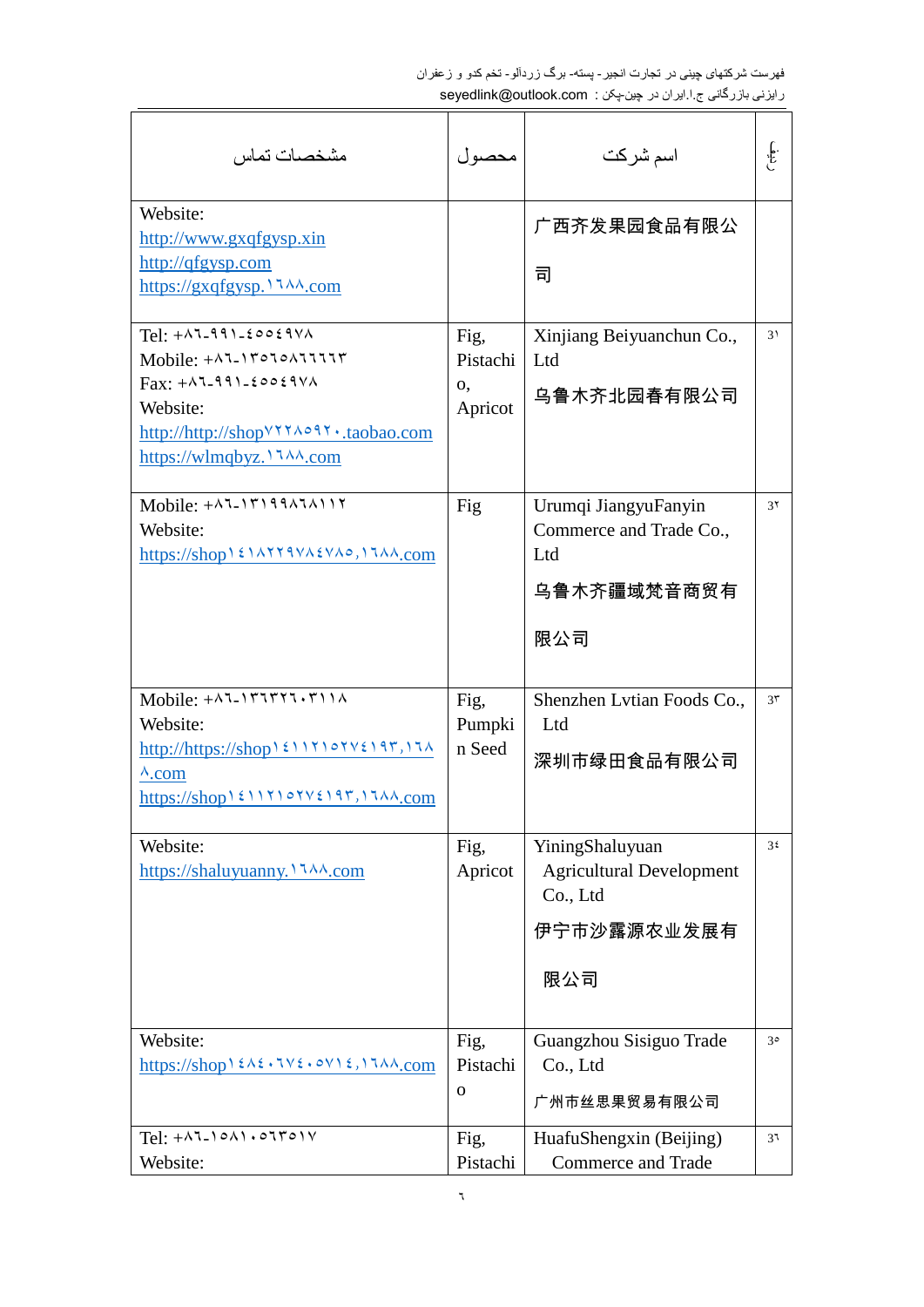| مشخصات تماس | محصول | اسم شرکت | ردیف |
|---|---|---|---|
| Website: http://www.gxqfgysp.xin http://qfgysp.com https://gxqfgysp.١٦٨٨.com | | 广西齐发果园食品有限公司 | |
| Tel: +٨٦-٩٩١-٤٥٥٤٩٧٨ Mobile: +٨٦-١٣٥٦٥٨٦٦٦٦٣ Fax: +٨٦-٩٩١-٤٥٥٤٩٧٨ Website: http://http://shop٧٢٢٨٥٩٢٠.taobao.com https://wlmqbyz.١٦٨٨.com | Fig, Pistachio, Apricot | Xinjiang Beiyuanchun Co., Ltd 乌鲁木齐北园春有限公司 | ٣١ |
| Mobile: +٨٦-١٣١٩٩٨٦٨١١٢ Website: https://shop١٤١٨٢٢٩٧٨٤٧٨٥,١٦٨٨.com | Fig | Urumqi JiangyuFanyin Commerce and Trade Co., Ltd 乌鲁木齐疆域梵音商贸有限公司 | ٣٢ |
| Mobile: +٨٦-١٣٦٣٢٦٠٣١١٨ Website: http://https://shop١٤١١٢١٥٢٧٤١٩٣,١٦٨٨.com https://shop١٤١١٢١٥٢٧٤١٩٣,١٦٨٨.com | Fig, Pumpkin Seed | Shenzhen Lvtian Foods Co., Ltd 深圳市绿田食品有限公司 | ٣٣ |
| Website: https://shaluyuanny.١٦٨٨.com | Fig, Apricot | YiningShaluyuan Agricultural Development Co., Ltd 伊宁市沙露源农业发展有限公司 | ٣٤ |
| Website: https://shop١٤٨٤٠٦٧٤٠٥٧١٤,١٦٨٨.com | Fig, Pistachio | Guangzhou Sisiguo Trade Co., Ltd 广州市丝思果贸易有限公司 | ٣٥ |
| Tel: +٨٦-١٥٨١٠٥٦٣٥١٧ Website: | Fig, Pistachi | HuafuShengxin (Beijing) Commerce and Trade | ٣٦ |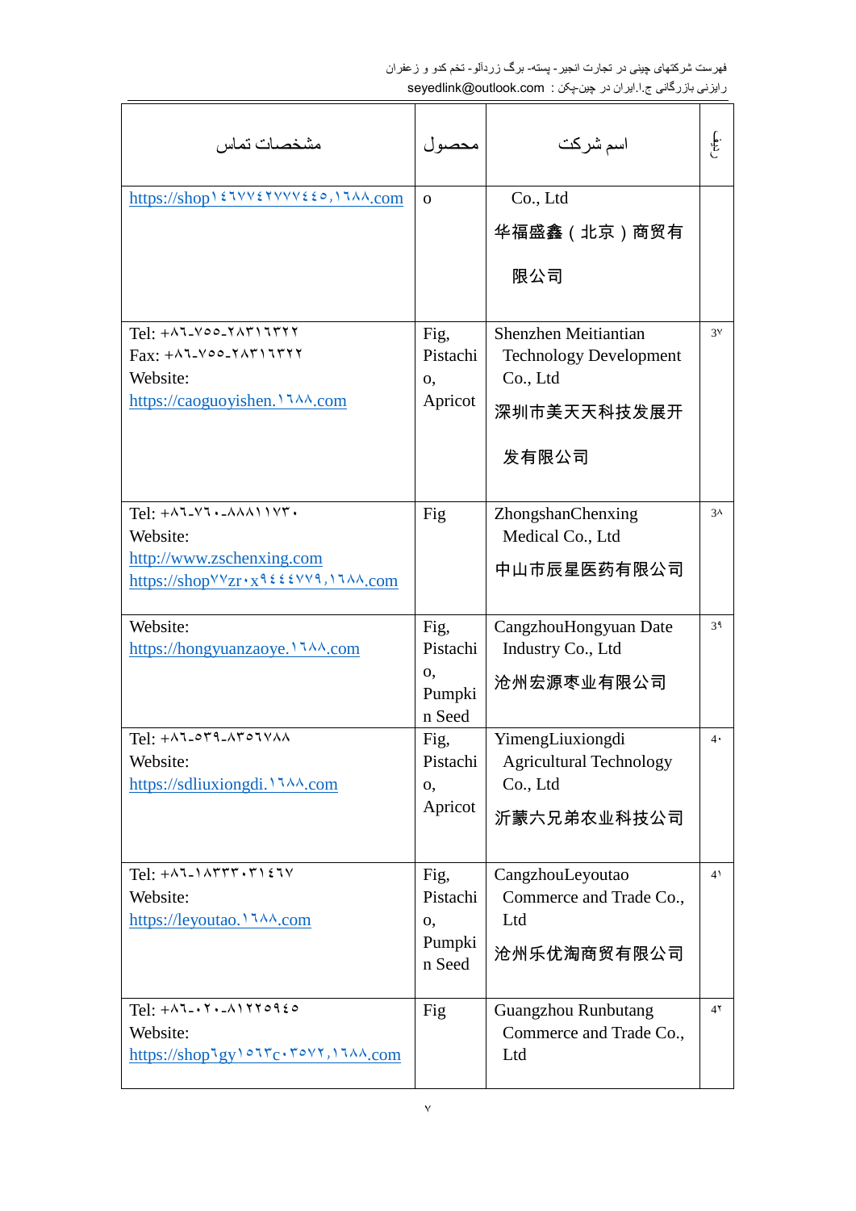| مشخصات تماس | محصول | اسم شرکت | ردیف |
|---|---|---|---|
| https://shop۱٤٦٧٧٤۲۷۷۷٤٤٥,۱٦۸۸.com | o | Co., Ltd 华福盛鑫（北京）商贸有限公司 | |
| Tel: +۸٦-۷٥٥-۲۸۳۱٦۳۲۲ Fax: +۸٦-۷٥٥-۲۸۳۱٦۳۲۲ Website: https://caoguoyishen.۱٦۸۸.com | Fig, Pistachio, Apricot | Shenzhen Meitiantian Technology Development Co., Ltd 深圳市美天天科技发展开发有限公司 | 3۷ |
| Tel: +۸٦-۷٦۰-۸۸۸۱۱۷۳۰ Website: http://www.zschenxing.com https://shop۷۷zr۰x۹٤٤٤۷۷۹,۱٦۸۸.com | Fig | ZhongshanChenxing Medical Co., Ltd 中山市辰星医药有限公司 | 3۸ |
| Website: https://hongyuanzaoye.۱٦۸۸.com | Fig, Pistachio, Pumpkin Seed | CangzhouHongyuan Date Industry Co., Ltd 沧州宏源枣业有限公司 | 3۹ |
| Tel: +۸٦-٥۳۹-۸۳٥٦۷۸۸ Website: https://sdliuxiongdi.۱٦۸۸.com | Fig, Pistachio, Apricot | YimengLiuxiongdi Agricultural Technology Co., Ltd 沂蒙六兄弟农业科技公司 | 4۰ |
| Tel: +۸٦-۱۸۳۳۳۰۳۱٤٦۷ Website: https://leyoutao.۱٦۸۸.com | Fig, Pistachio, Pumpkin Seed | CangzhouLeyoutao Commerce and Trade Co., Ltd 沧州乐优淘商贸有限公司 | 4۱ |
| Tel: +۸٦-۰۲۰-۸۱۲۲٥۹٤٥ Website: https://shop٦gy۱٥٦۳c۰۳٥۷۲,۱٦۸۸.com | Fig | Guangzhou Runbutang Commerce and Trade Co., Ltd | 4۲ |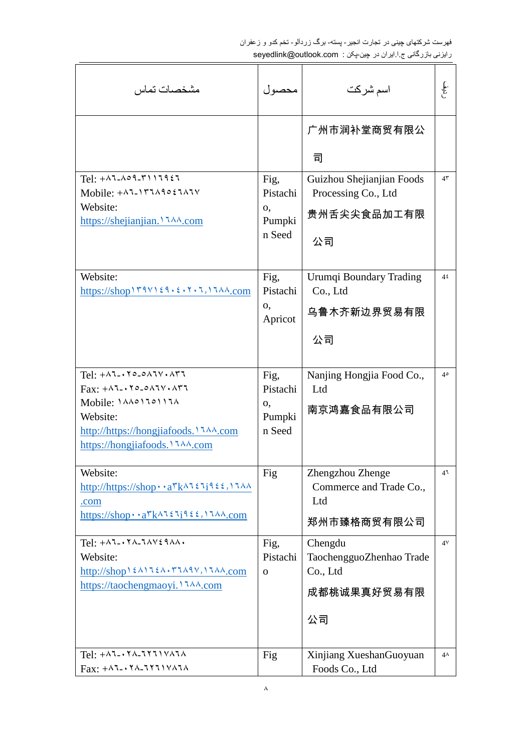| مشخصات تماس | محصول | اسم شرکت | ردیف |
|---|---|---|---|
| | | 广州市润补堂商贸有限公司 | |
| Tel: +٨٦-٨٥٩-٣١١٦٩٤٦<br>Mobile: +٨٦-١٣٦٨٩٥٤٦٨٦٧<br>Website:<br>https://shejianjian.١٦٨٨.com | Fig, Pistachio, Pumpkin Seed | Guizhou Shejianjian Foods Processing Co., Ltd<br>贵州舌尖尖食品加工有限公司 | ٤٣ |
| Website:<br>https://shop١٣٩٧١٤٩٠٤٠٢٠٦,١٦٨٨.com | Fig, Pistachio, Apricot | Urumqi Boundary Trading Co., Ltd<br>乌鲁木齐新边界贸易有限公司 | ٤٤ |
| Tel: +٨٦-٠٢٥-٥٨٦٧٠٨٣٦<br>Fax: +٨٦-٠٢٥-٥٨٦٧٠٨٣٦<br>Mobile: ١٨٨٥١٦٥١١٦٨<br>Website:<br>http://https://hongjiafoods.١٦٨٨.com<br>https://hongjiafoods.١٦٨٨.com | Fig, Pistachio, Pumpkin Seed | Nanjing Hongjia Food Co., Ltd<br>南京鸿嘉食品有限公司 | ٤٥ |
| Website:<br>http://https://shop٠٠a٣k٨٦٤٦j٩٤٤,١٦٨٨.com<br>https://shop٠٠a٣k٨٦٤٦j٩٤٤,١٦٨٨.com | Fig | Zhengzhou Zhenge Commerce and Trade Co., Ltd<br>郑州市臻格商贸有限公司 | ٤٦ |
| Tel: +٨٦-٠٢٨-٦٨٧٤٩٨٨٠<br>Website:<br>http://shop١٤٨١٦٤٨٠٣٦٨٩٧,١٦٨٨.com<br>https://taochengmaoyi.١٦٨٨.com | Fig, Pistachio | Chengdu TaochengguoZhenhao Trade Co., Ltd<br>成都桃诚果真好贸易有限公司 | ٤٧ |
| Tel: +٨٦-٠٢٨-٦٢٦١٧٨٦٨<br>Fax: +٨٦-٠٢٨-٦٢٦١٧٨٦٨ | Fig | Xinjiang XueshanGuoyuan Foods Co., Ltd | ٤٨ |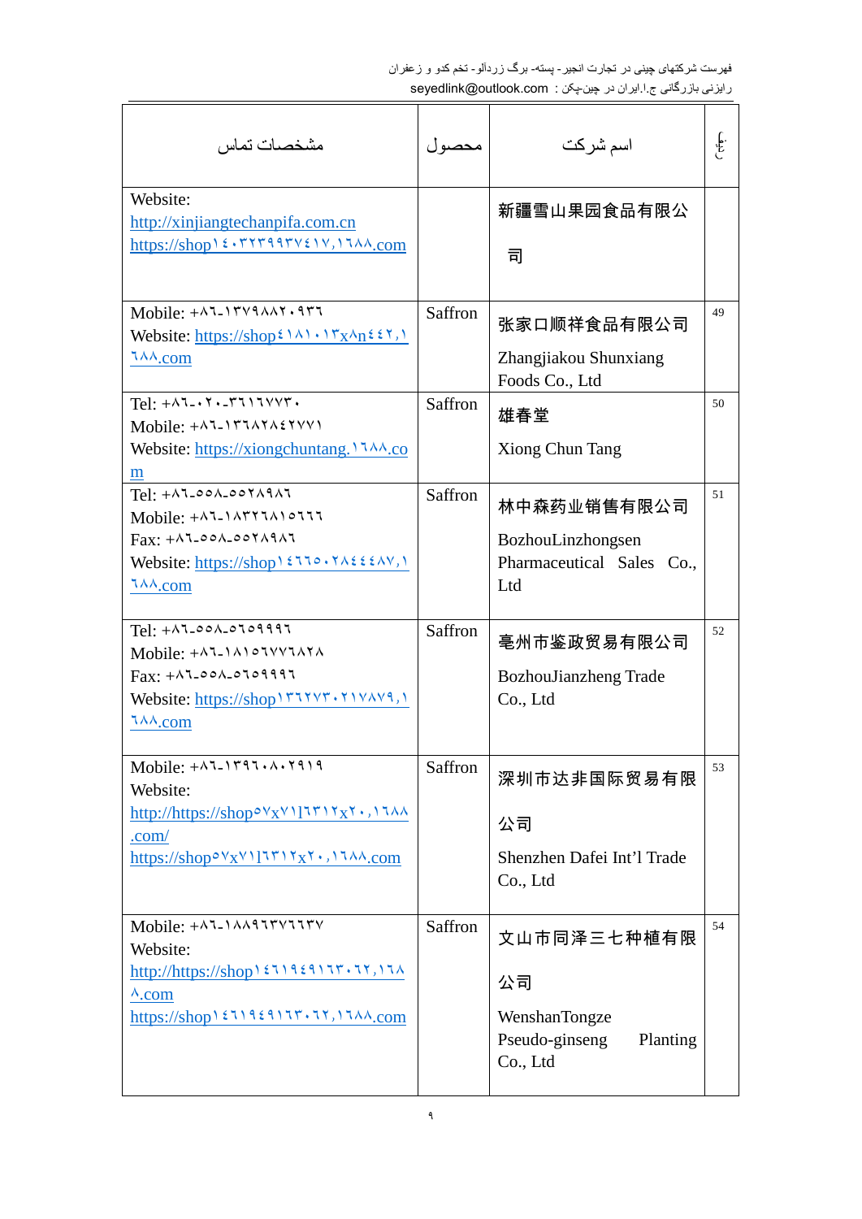| مشخصات تماس | محصول | اسم شرکت | ردیف |
|---|---|---|---|
| Website:<br>http://xinjiangtechanpifa.com.cn<br>https://shop۱۴۰۳۲۳۹۹۳۷۴۱۷,۱٦۸۸.com | | 新疆雪山果园食品有限公司 | |
| Mobile: +۸٦-۱۳۷۹۸۸۲۰۹۳٦<br>Website: https://shop۴۱۸۱۰۱۳x۸n۴۴۲,۱٦۸۸.com | Saffron | 张家口顺祥食品有限公司<br>Zhangjiakou Shunxiang Foods Co., Ltd | 49 |
| Tel: +۸٦-۰۲۰-۳٦۱٦۷۷۳۰<br>Mobile: +۸٦-۱۳٦۸۲۸۴۲۷۷۱<br>Website: https://xiongchuntang.۱٦۸۸.com | Saffron | 雄春堂<br>Xiong Chun Tang | 50 |
| Tel: +۸٦-۵۵۸-۵۵۲۸۹۸٦<br>Mobile: +۸٦-۱۸۳۲۲٦۸۱۵٦٦٦<br>Fax: +۸٦-۵۵۸-۵۵۲۸۹۸٦<br>Website: https://shop۱۴٦٦۵۰۲۸۴۴۴۸۷,۱٦۸۸.com | Saffron | 林中森药业销售有限公司<br>BozhouLinzhongsen Pharmaceutical Sales Co., Ltd | 51 |
| Tel: +۸٦-۵۵۸-۵٦۵۹۹۹٦<br>Mobile: +۸٦-۱۸۱۵٦۷۷٦۸۲۸<br>Fax: +۸٦-۵۵۸-۵٦۵۹۹۹٦<br>Website: https://shop۱۳٦۲۷۳۰۲۱۷۸۷۹,۱٦۸۸.com | Saffron | 亳州市鉴政贸易有限公司<br>BozhouJianzheng Trade Co., Ltd | 52 |
| Mobile: +۸٦-۱۳۹٦۰۸۰۲۹۱۹<br>Website:<br>http://https://shop۵۷x۷۱l٦۳۱۲x۲۰,۱٦۸۸.com/<br>https://shop۵۷x۷۱l٦۳۱۲x۲۰,۱٦۸۸.com | Saffron | 深圳市达非国际贸易有限公司<br>Shenzhen Dafei Int'l Trade Co., Ltd | 53 |
| Mobile: +۸٦-۱۸۸۹٦۳۷٦٦۳۷<br>Website:<br>http://https://shop۱۴٦۱۹۴۹۱٦۳۰٦۲,۱٦۸۸.com<br>https://shop۱۴٦۱۹۴۹۱٦۳۰٦۲,۱٦۸۸.com | Saffron | 文山市同泽三七种植有限公司<br>WenshanTongze Pseudo-ginseng Planting Co., Ltd | 54 |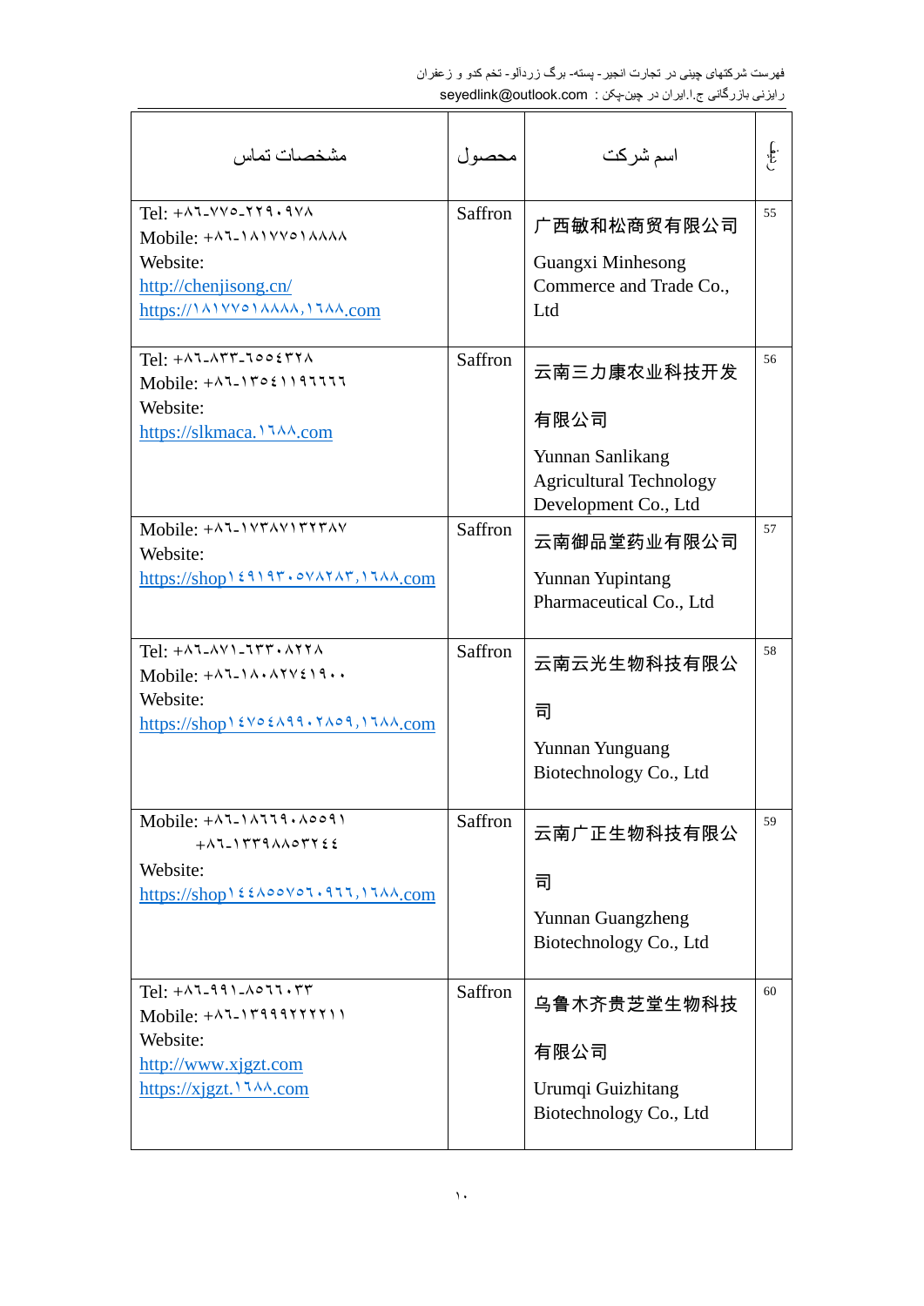| مشخصات تماس | محصول | اسم شرکت | ردیف |
|---|---|---|---|
| Tel: +۸٦-۷۷٥-۲۲۹۰۹۷۸<br>Mobile: +۸٦-۱۸۱۷۷٥۱۸۸۸۸<br>Website:<br>http://chenjisong.cn/<br>https://۱۸۱۷۷٥۱۸۸۸۸,۱٦۸۸.com | Saffron | 广西敏和松商贸有限公司<br><br>Guangxi Minhesong Commerce and Trade Co., Ltd | 55 |
| Tel: +۸٦-۸۳۳-٦٥٥٤۳۲۸<br>Mobile: +۸٦-۱۳٥٤۱۱۹٦٦٦٦<br>Website:<br>https://slkmaca.۱٦۸۸.com | Saffron | 云南三力康农业科技开发<br><br>有限公司<br><br>Yunnan Sanlikang Agricultural Technology Development Co., Ltd | 56 |
| Mobile: +۸٦-۱۷۳۸۷۱۳۲۳۸۷<br>Website:<br>https://shop۱٤۹۱۹۳۰٥۷۸۲۸۳,۱٦۸۸.com | Saffron | 云南御品堂药业有限公司<br><br>Yunnan Yupintang Pharmaceutical Co., Ltd | 57 |
| Tel: +۸٦-۸۷۱-٦۳۳۰۸۲۲۸<br>Mobile: +۸٦-۱۸۰۸۲۷٤۱۹۰۰<br>Website:<br>https://shop۱٤۷٥٤۸۹۹۰۲۸٥۹,۱٦۸۸.com | Saffron | 云南云光生物科技有限公<br><br>司<br><br>Yunnan Yunguang Biotechnology Co., Ltd | 58 |
| Mobile: +۸٦-۱۸٦٦۹۰۸٥٥۹۱<br>+۸٦-۱۳۳۹۸۸٥۳٢٤٤<br>Website:<br>https://shop۱٤٤۸٥٥۷٥٦۰۹٦٦,۱٦۸۸.com | Saffron | 云南广正生物科技有限公<br><br>司<br><br>Yunnan Guangzheng Biotechnology Co., Ltd | 59 |
| Tel: +۸٦-۹۹۱-۸٥٦٦۰۳۳<br>Mobile: +۸٦-۱۳۹۹۹۲۲۲۲۱۱<br>Website:<br>http://www.xjgzt.com<br>https://xjgzt.۱٦۸۸.com | Saffron | 乌鲁木齐贵芝堂生物科技<br><br>有限公司<br><br>Urumqi Guizhitang Biotechnology Co., Ltd | 60 |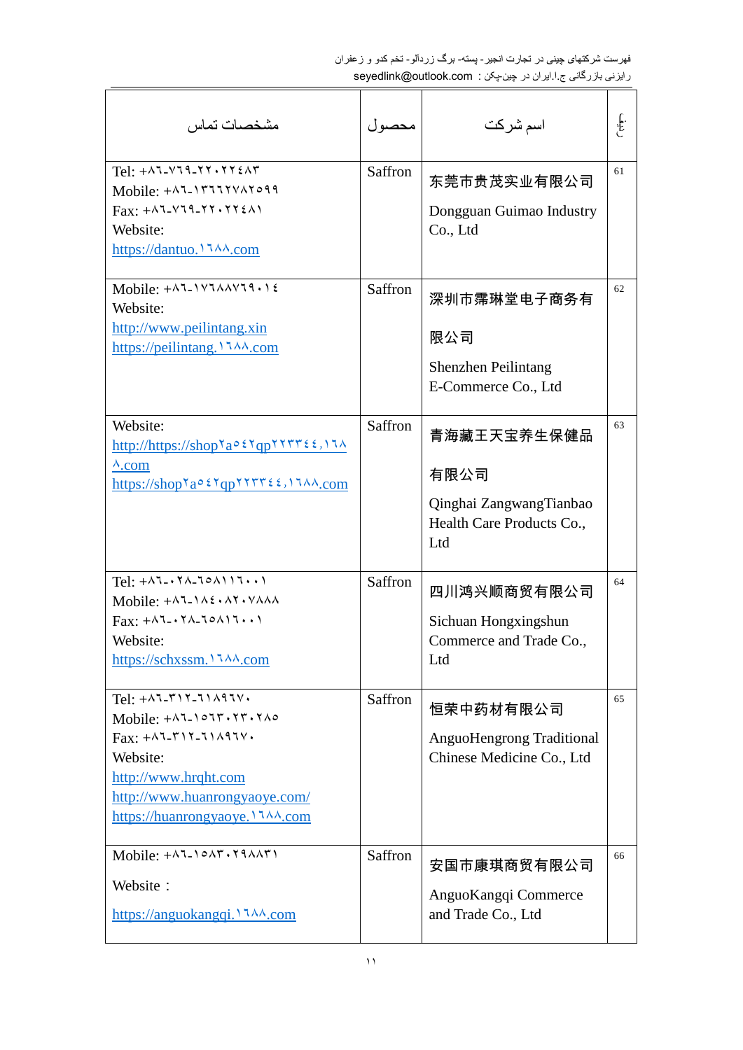| مشخصات تماس | محصول | اسم شرکت | ردیف |
|---|---|---|---|
| Tel: +٨٦-٧٦٩-٢٢٠٢٢٤٨٣<br>Mobile: +٨٦-١٣٦٦٢٧٨٢٥٩٩<br>Fax: +٨٦-٧٦٩-٢٢٠٢٢٤٨١<br>Website:<br>https://dantuo.١٦٨٨.com | Saffron | 东莞市贵茂实业有限公司<br>Dongguan Guimao Industry Co., Ltd | 61 |
| Mobile: +٨٦-١٧٦٨٨٧٦٩٠١٤<br>Website:<br>http://www.peilintang.xin<br>https://peilintang.١٦٨٨.com | Saffron | 深圳市霈琳堂电子商务有限公司<br>Shenzhen Peilintang E-Commerce Co., Ltd | 62 |
| Website:<br>http://https://shop٢a٥٤٢qp٢٢٣٣٤٤,١٦٨٨.com<br>https://shop٢a٥٤٢qp٢٢٣٣٤٤,١٦٨٨.com | Saffron | 青海藏王天宝养生保健品有限公司<br>Qinghai ZangwangTianbao Health Care Products Co., Ltd | 63 |
| Tel: +٨٦-٠٢٨-٦٥٨١١٦٠٠١<br>Mobile: +٨٦-١٨٤٠٨٢٠٧٨٨٨<br>Fax: +٨٦-٠٢٨-٦٥٨١٦٠٠١<br>Website:<br>https://schxssm.١٦٨٨.com | Saffron | 四川鸿兴顺商贸有限公司<br>Sichuan Hongxingshun Commerce and Trade Co., Ltd | 64 |
| Tel: +٨٦-٣١٢-٦١٨٩٦٧٠<br>Mobile: +٨٦-١٥٦٣٠٢٣٠٢٨٥<br>Fax: +٨٦-٣١٢-٦١٨٩٦٧٠<br>Website:<br>http://www.hrqht.com<br>http://www.huanrongyaoye.com/<br>https://huanrongyaoye.١٦٨٨.com | Saffron | 恒荣中药材有限公司<br>AnguoHengrong Traditional Chinese Medicine Co., Ltd | 65 |
| Mobile: +٨٦-١٥٨٣٠٢٩٨٨٣١<br>Website：<br>https://anguokangqi.١٦٨٨.com | Saffron | 安国市康琪商贸有限公司<br>AnguoKangqi Commerce and Trade Co., Ltd | 66 |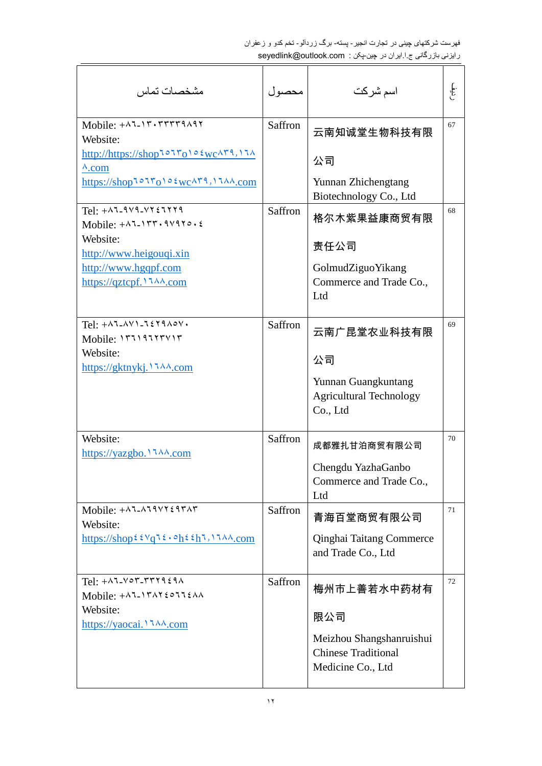| مشخصات تماس | محصول | اسم شرکت | ردیف |
|---|---|---|---|
| Mobile: +۸۶-۱۳۰۳۳۳۳۹۸۹۲<br>Website:<br>http://https://shop۶۵۶۳۵۱۵۴wc۸۳۹,۱۶۸۸.com<br>https://shop۶۵۶۳۵۱۵۴wc۸۳۹,۱۶۸۸.com | Saffron | 云南知诚堂生物科技有限公司<br>Yunnan Zhichengtang Biotechnology Co., Ltd | 67 |
| Tel: +۸۶-۹۷۹-۷۲۴۶۲۲۹<br>Mobile: +۸۶-۱۳۳۰۹۷۹۲۵۰۴<br>Website:<br>http://www.heigouqi.xin<br>http://www.hgqpf.com<br>https://qztcpf.۱۶۸۸.com | Saffron | 格尔木紫果益康商贸有限责任公司<br>GolmudZiguoYikang Commerce and Trade Co., Ltd | 68 |
| Tel: +۸۶-۸۷۱-۶۴۲۹۸۵۷۰<br>Mobile: ۱۳۶۱۹۶۲۳۷۱۳<br>Website:<br>https://gktnykj.۱۶۸۸.com | Saffron | 云南广昆堂农业科技有限公司<br>Yunnan Guangkuntang Agricultural Technology Co., Ltd | 69 |
| Website:<br>https://yazgbo.۱۶۸۸.com | Saffron | 成都雅扎甘泊商贸有限公司<br>Chengdu YazhaGanbo Commerce and Trade Co., Ltd | 70 |
| Mobile: +۸۶-۸۶۹۷۲۴۹۳۸۳<br>Website:<br>https://shop۴۴۷q۶۴۰۵h۴۴h۶,۱۶۸۸.com | Saffron | 青海百堂商贸有限公司<br>Qinghai Taitang Commerce and Trade Co., Ltd | 71 |
| Tel: +۸۶-۷۵۳-۳۳۲۹۴۹۸<br>Mobile: +۸۶-۱۳۸۲۴۵۶۶۴۸۸<br>Website:<br>https://yaocai.۱۶۸۸.com | Saffron | 梅州市上善若水中药材有限公司<br>Meizhou Shangshanruishui Chinese Traditional Medicine Co., Ltd | 72 |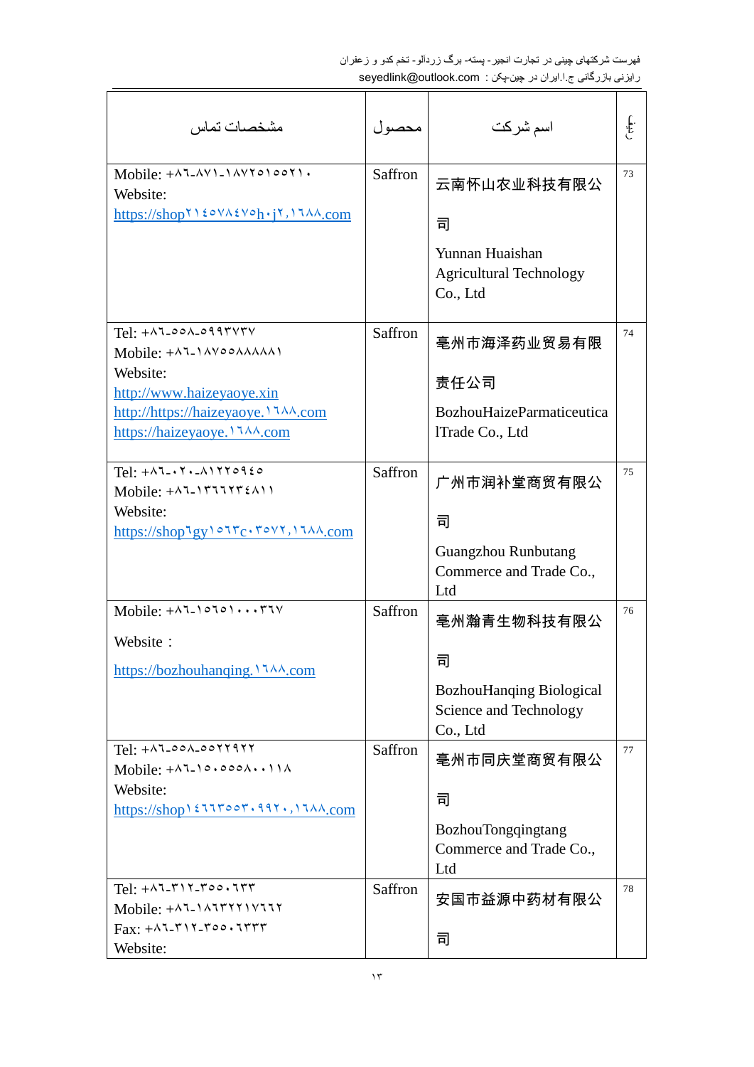| ردیف | اسم شرکت | محصول | مشخصات تماس |
|---|---|---|---|
| 73 | 云南怀山农业科技有限公司 Yunnan Huaishan Agricultural Technology Co., Ltd | Saffron | Mobile: +۸٦-۸۷۱-۱۸۷۲۵۱۵۵۲۱۰ Website: https://shop۲۱٤٥۷۸٤۷٥h۰j۲,۱٦۸۸.com |
| 74 | 亳州市海泽药业贸易有限责任公司 BozhouHaizeParmaticeuticalTrade Co., Ltd | Saffron | Tel: +۸٦-٥٥۸-٥۹۹۳۷۳۷ Mobile: +۸٦-۱۸۷٥٥۸۸۸۸۸۱ Website: http://www.haizeyaoye.xin http://https://haizeyaoye.۱٦۸۸.com https://haizeyaoye.۱٦۸۸.com |
| 75 | 广州市润补堂商贸有限公司 Guangzhou Runbutang Commerce and Trade Co., Ltd | Saffron | Tel: +۸٦-۰۲۰-۸۱۲۲٥۹٤٥ Mobile: +۸٦-۱۳٦٦۲۳٤۸۱۱ Website: https://shop٦gy۱٥٦۳c۰۳٥۷۲,۱٦۸۸.com |
| 76 | 亳州瀚青生物科技有限公司 BozhouHanqing Biological Science and Technology Co., Ltd | Saffron | Mobile: +۸٦-۱٥٦٥۱۰۰۰۳٦۷ Website： https://bozhouhanqing.۱٦۸۸.com |
| 77 | 亳州市同庆堂商贸有限公司 BozhouTongqingtang Commerce and Trade Co., Ltd | Saffron | Tel: +۸٦-٥٥۸-٥٥۲۲۹۲۲ Mobile: +۸٦-۱٥۰٥٥٥۸۰۰۱۱۸ Website: https://shop۱٤٦٦۳٥٥۳۰۹۹۲۰,۱٦۸۸.com |
| 78 | 安国市益源中药材有限公司 | Saffron | Tel: +۸٦-۳۱۲-۳٥٥۰٦۳۳ Mobile: +۸٦-۱۸٦۳۲۲۱۷٦٦۲ Fax: +۸٦-۳۱۲-۳٥٥۰٦۳۳۳ Website: |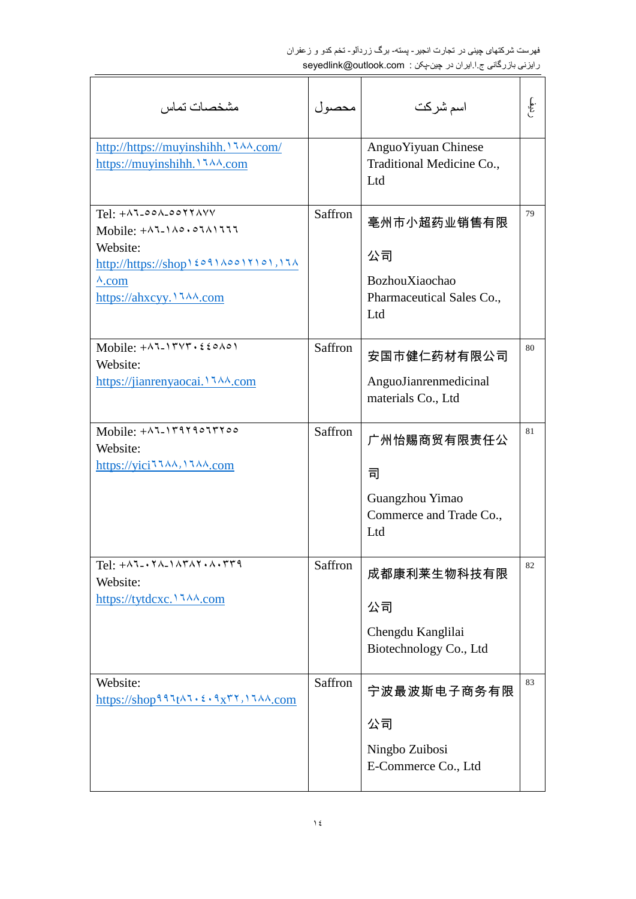| مشخصات تماس | محصول | اسم شرکت | ردیف |
|---|---|---|---|
| http://https://muyinshihh.١٦٨٨.com/ https://muyinshihh.١٦٨٨.com | | AnguoYiyuan Chinese Traditional Medicine Co., Ltd | |
| Tel: +٨٦-٠٥٥٨-٥٥٢٢٨٧٧ Mobile: +٨٦-١٨٥٠٥٦٨١٦٦٦ Website: http://https://shop١٤٥٩١٨٥٥١٢١٥١,١٦٨٨.com https://ahxcyy.١٦٨٨.com | Saffron | 亳州市小超药业销售有限公司 BozhouXiaochao Pharmaceutical Sales Co., Ltd | 79 |
| Mobile: +٨٦-١٣٧٣٠٤٤٥٨٥١ Website: https://jianrenyaocai.١٦٨٨.com | Saffron | 安国市健仁药材有限公司 AnguoJianrenmedicinal materials Co., Ltd | 80 |
| Mobile: +٨٦-١٣٩٢٩٥٦٣٢٥٥ Website: https://yici٦٦٨٨,١٦٨٨.com | Saffron | 广州怡赐商贸有限责任公司 Guangzhou Yimao Commerce and Trade Co., Ltd | 81 |
| Tel: +٨٦-٠٢٨-١٨٣٨٢٠٨٠٣٣٩ Website: https://tytdcxc.١٦٨٨.com | Saffron | 成都康利莱生物科技有限公司 Chengdu Kanglilai Biotechnology Co., Ltd | 82 |
| Website: https://shop٩٩٦t٨٦٠٤٠٩x٣٢,١٦٨٨.com | Saffron | 宁波最波斯电子商务有限公司 Ningbo Zuibosi E-Commerce Co., Ltd | 83 |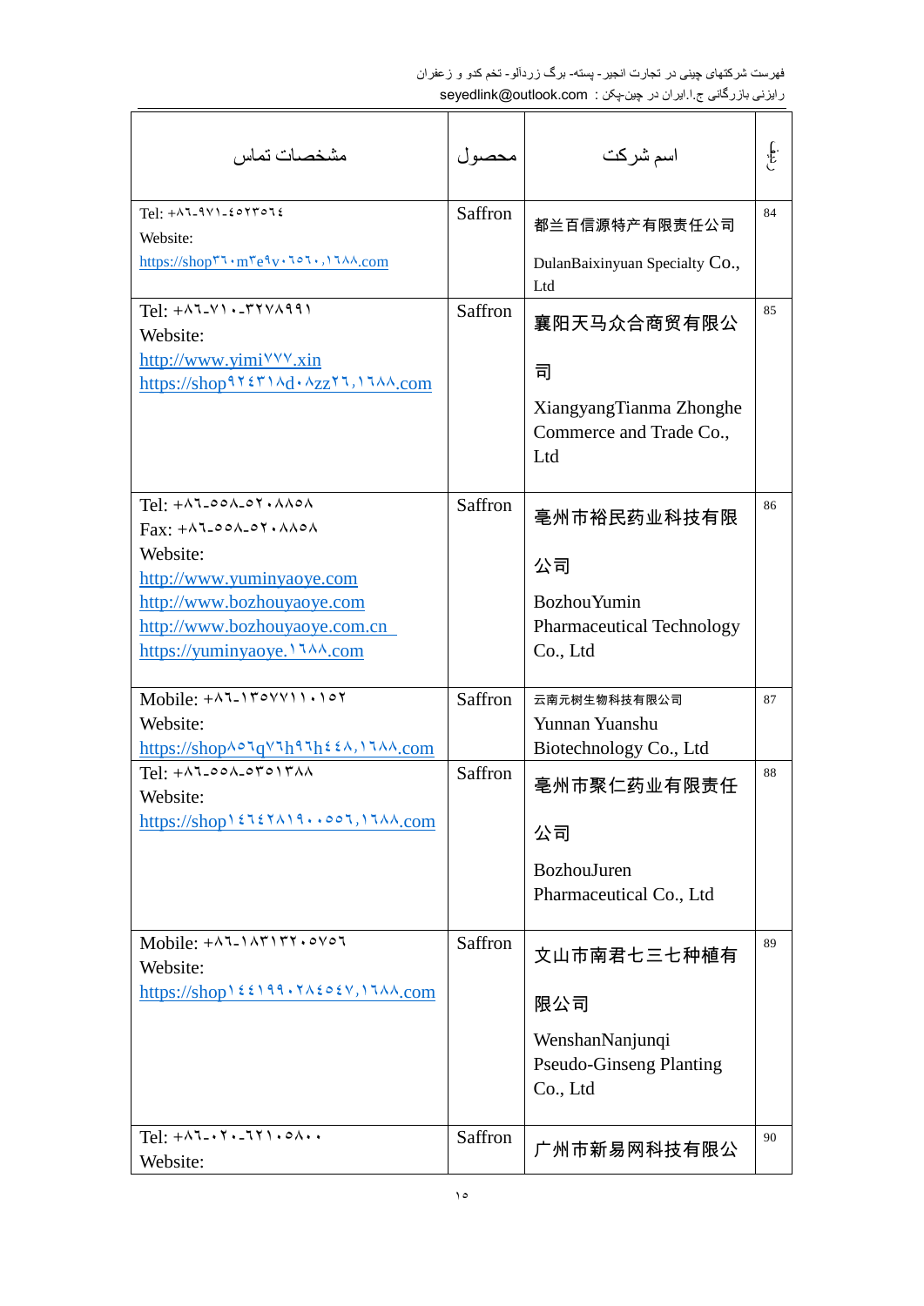| مشخصات تماس | محصول | اسم شرکت | ردیف |
|---|---|---|---|
| Tel: +۸٦-۹۷۱-٤٥۲۳٥٦٤<br>Website:<br>https://shop۳٦۰m۳e۹v۰٦٥٦۰,۱٦۸۸.com | Saffron | 都兰百信源特产有限责任公司<br>DulanBaixinyuan Specialty Co., Ltd | 84 |
| Tel: +۸٦-۷۱۰-۳۲۷۸۹۹۱<br>Website:<br>http://www.yimi۷۷۷.xin<br>https://shop۹۲٤۳۱۸d۰۸zz۲٦,۱٦۸۸.com | Saffron | 襄阳天马众合商贸有限公司<br>XiangyangTianma Zhonghe Commerce and Trade Co., Ltd | 85 |
| Tel: +۸٦-٥٥۸-٥۲۰۸۸٥۸<br>Fax: +۸٦-٥٥۸-٥۲۰۸۸٥۸<br>Website:<br>http://www.yuminyaoye.com<br>http://www.bozhouyaoye.com<br>http://www.bozhouyaoye.com.cn<br>https://yuminyaoye.۱٦۸۸.com | Saffron | 亳州市裕民药业科技有限公司<br>BozhouYumin Pharmaceutical Technology Co., Ltd | 86 |
| Mobile: +۸٦-۱۳٥۷۷۱۱۰۱٥۲<br>Website:<br>https://shop۸٥٦q۷٦h۹٦h٤٤۸,۱٦۸۸.com | Saffron | 云南元树生物科技有限公司<br>Yunnan Yuanshu Biotechnology Co., Ltd | 87 |
| Tel: +۸٦-٥٥۸-٥۳٥۱۳۸۸<br>Website:<br>https://shop۱٤٦٤۲۸۱۹۰۰٥٥٦,۱٦۸۸.com | Saffron | 亳州市聚仁药业有限责任公司<br>BozhouJuren Pharmaceutical Co., Ltd | 88 |
| Mobile: +۸٦-۱۸۳۱۳۲۰٥۷٥٦<br>Website:<br>https://shop۱٤۱۹۹۰۲۸٤٥٤۷,۱٦۸۸.com | Saffron | 文山市南君七三七种植有限公司<br>WenshanNanjunqi Pseudo-Ginseng Planting Co., Ltd | 89 |
| Tel: +۸٦-۰۲۰-٦۲۱۰٥۸۰۰<br>Website: | Saffron | 广州市新易网科技有限公 | 90 |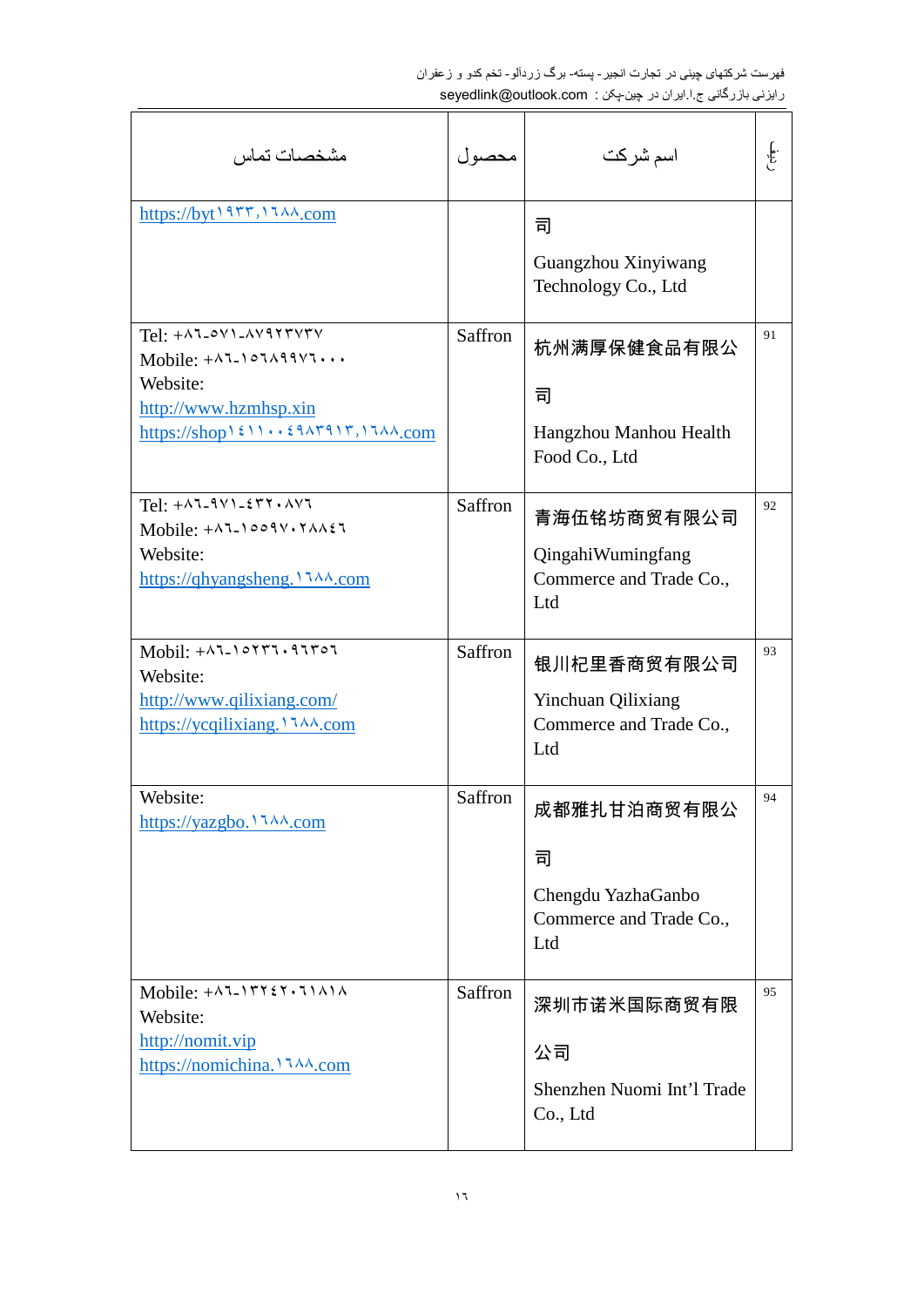| مشخصات تماس | محصول | اسم شرکت | ردیف |
|---|---|---|---|
| https://byt۱۹۳۳,۱٦۸۸.com | | 司<br>Guangzhou Xinyiwang Technology Co., Ltd | |
| Tel: +۸٦-٥٧١-۸٧٩٢٣٧٣٧<br>Mobile: +۸٦-١٥٦۸٩٩٧٦٠٠٠<br>Website:<br>http://www.hzmhsp.xin<br>https://shop١٤١١٠٠٤٩۸٣٩١٣,١٦۸۸.com | Saffron | 杭州满厚保健食品有限公司<br>Hangzhou Manhou Health Food Co., Ltd | 91 |
| Tel: +۸٦-٩٧١-٤٣٢٠۸٧٦<br>Mobile: +۸٦-١٥٥٩٧٠٢۸۸٤٦<br>Website:<br>https://qhyangsheng.١٦۸۸.com | Saffron | 青海伍铭坊商贸有限公司<br>QingahiWumingfang Commerce and Trade Co., Ltd | 92 |
| Mobil: +۸٦-١٥٢٣٦٠٩٦٣٥٦<br>Website:<br>http://www.qilixiang.com/<br>https://ycqilixiang.١٦۸۸.com | Saffron | 银川杞里香商贸有限公司<br>Yinchuan Qilixiang Commerce and Trade Co., Ltd | 93 |
| Website:<br>https://yazgbo.١٦۸۸.com | Saffron | 成都雅扎甘泊商贸有限公司<br>Chengdu YazhaGanbo Commerce and Trade Co., Ltd | 94 |
| Mobile: +۸٦-١٣٢٤٢٠٦١۸١۸<br>Website:<br>http://nomit.vip<br>https://nomichina.١٦۸۸.com | Saffron | 深圳市诺米国际商贸有限公司<br>Shenzhen Nuomi Int'l Trade Co., Ltd | 95 |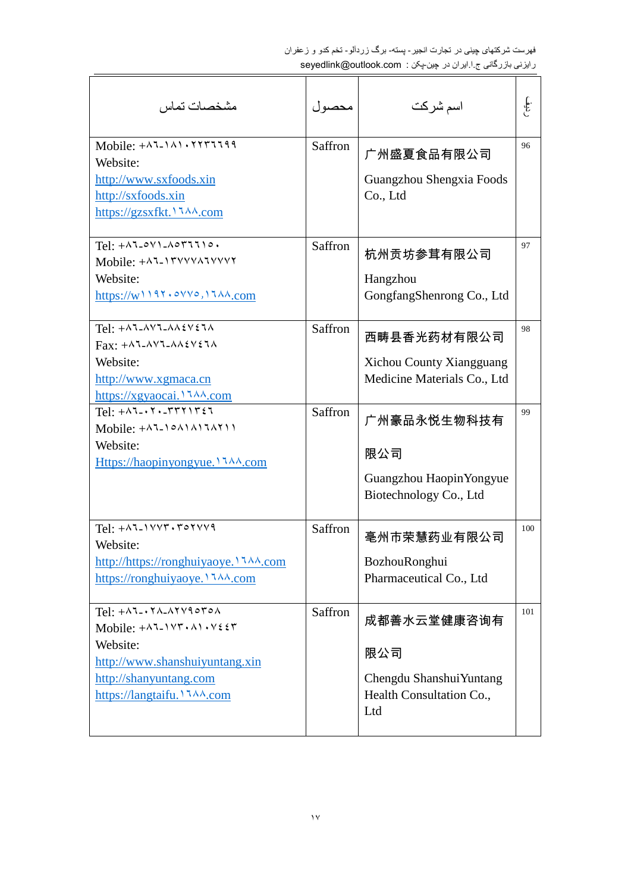| مشخصات تماس | محصول | اسم شرکت | ردیف |
| --- | --- | --- | --- |
| Mobile: +۸٦-۱۸۱۰۲۲۳٦٦۹۹<br>Website:<br>http://www.sxfoods.xin<br>http://sxfoods.xin<br>https://gzsxfkt.۱٦۸۸.com | Saffron | 广州盛夏食品有限公司<br>Guangzhou Shengxia Foods Co., Ltd | 96 |
| Tel: +۸٦-۵۷۱-۸۵۳٦٦۱۵۰<br>Mobile: +۸٦-۱۳۷۷۷۸٦۷۷۷۲<br>Website:<br>https://w۱۱۹۲۰۵۷۷۵,۱٦۸۸.com | Saffron | 杭州贡坊参茸有限公司<br>Hangzhou GongfangShenrong Co., Ltd | 97 |
| Tel: +۸٦-۸۷٦-۸۸٤۷٤٦۸<br>Fax: +۸٦-۸۷٦-۸۸٤۷٤٦۸<br>Website:<br>http://www.xgmaca.cn<br>https://xgyaocai.۱٦۸۸.com | Saffron | 西畴县香光药材有限公司<br>Xichou County Xiangguang Medicine Materials Co., Ltd | 98 |
| Tel: +۸٦-۰۲۰-۳۳۲۱۳٤٦<br>Mobile: +۸٦-۱۵۸۱۸۱٦۸۲۱۱<br>Website:<br>Https://haopinyongyue.۱٦۸۸.com | Saffron | 广州豪品永悦生物科技有限公司<br>Guangzhou HaopinYongyue Biotechnology Co., Ltd | 99 |
| Tel: +۸٦-۱۷۷۳۰۳۵۲۷۷۹<br>Website:<br>http://https://ronghuiyaoye.۱٦۸۸.com<br>https://ronghuiyaoye.۱٦۸۸.com | Saffron | 亳州市荣慧药业有限公司<br>BozhouRonghui Pharmaceutical Co., Ltd | 100 |
| Tel: +۸٦-۰۲۸-۸۲۷۹۵۳۵۸<br>Mobile: +۸٦-۱۷۳۰۸۱۰۷٤٤۳<br>Website:<br>http://www.shanshuiyuntang.xin<br>http://shanyuntang.com<br>https://langtaifu.۱٦۸۸.com | Saffron | 成都善水云堂健康咨询有限公司<br>Chengdu ShanshuiYuntang Health Consultation Co., Ltd | 101 |